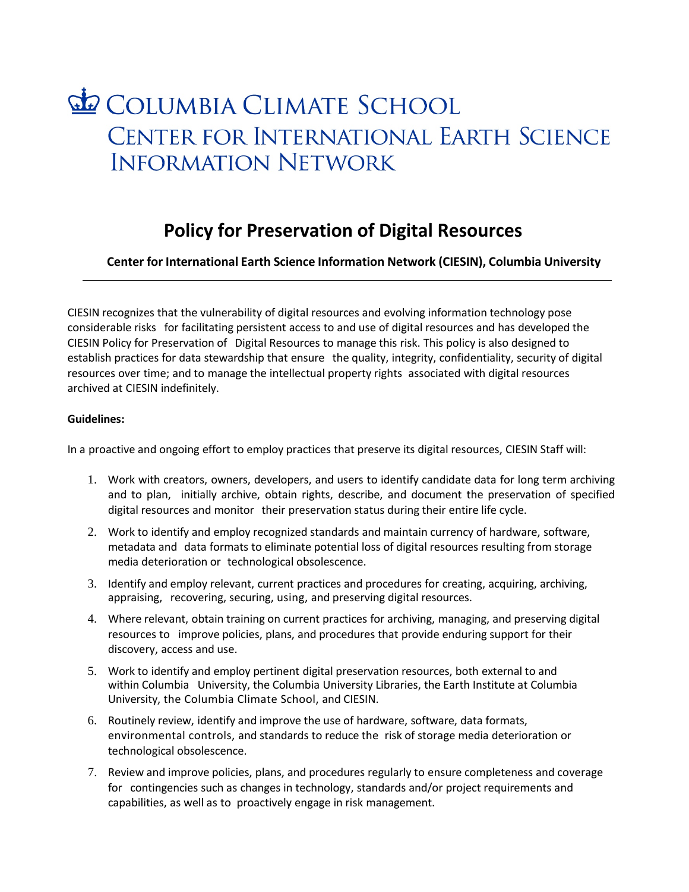# Columbia Climate School
## Center for International Earth Science Information Network

# Policy for Preservation of Digital Resources

**Center for International Earth Science Information Network (CIESIN), Columbia University**

---

CIESIN recognizes that the vulnerability of digital resources and evolving information technology pose considerable risks for facilitating persistent access to and use of digital resources and has developed the CIESIN Policy for Preservation of Digital Resources to manage this risk. This policy is also designed to establish practices for data stewardship that ensure the quality, integrity, confidentiality, security of digital resources over time; and to manage the intellectual property rights associated with digital resources archived at CIESIN indefinitely.

**Guidelines:**

In a proactive and ongoing effort to employ practices that preserve its digital resources, CIESIN Staff will:

1. Work with creators, owners, developers, and users to identify candidate data for long term archiving and to plan, initially archive, obtain rights, describe, and document the preservation of specified digital resources and monitor their preservation status during their entire life cycle.
2. Work to identify and employ recognized standards and maintain currency of hardware, software, metadata and data formats to eliminate potential loss of digital resources resulting from storage media deterioration or technological obsolescence.
3. Identify and employ relevant, current practices and procedures for creating, acquiring, archiving, appraising, recovering, securing, using, and preserving digital resources.
4. Where relevant, obtain training on current practices for archiving, managing, and preserving digital resources to improve policies, plans, and procedures that provide enduring support for their discovery, access and use.
5. Work to identify and employ pertinent digital preservation resources, both external to and within Columbia University, the Columbia University Libraries, the Earth Institute at Columbia University, the Columbia Climate School, and CIESIN.
6. Routinely review, identify and improve the use of hardware, software, data formats, environmental controls, and standards to reduce the risk of storage media deterioration or technological obsolescence.
7. Review and improve policies, plans, and procedures regularly to ensure completeness and coverage for contingencies such as changes in technology, standards and/or project requirements and capabilities, as well as to proactively engage in risk management.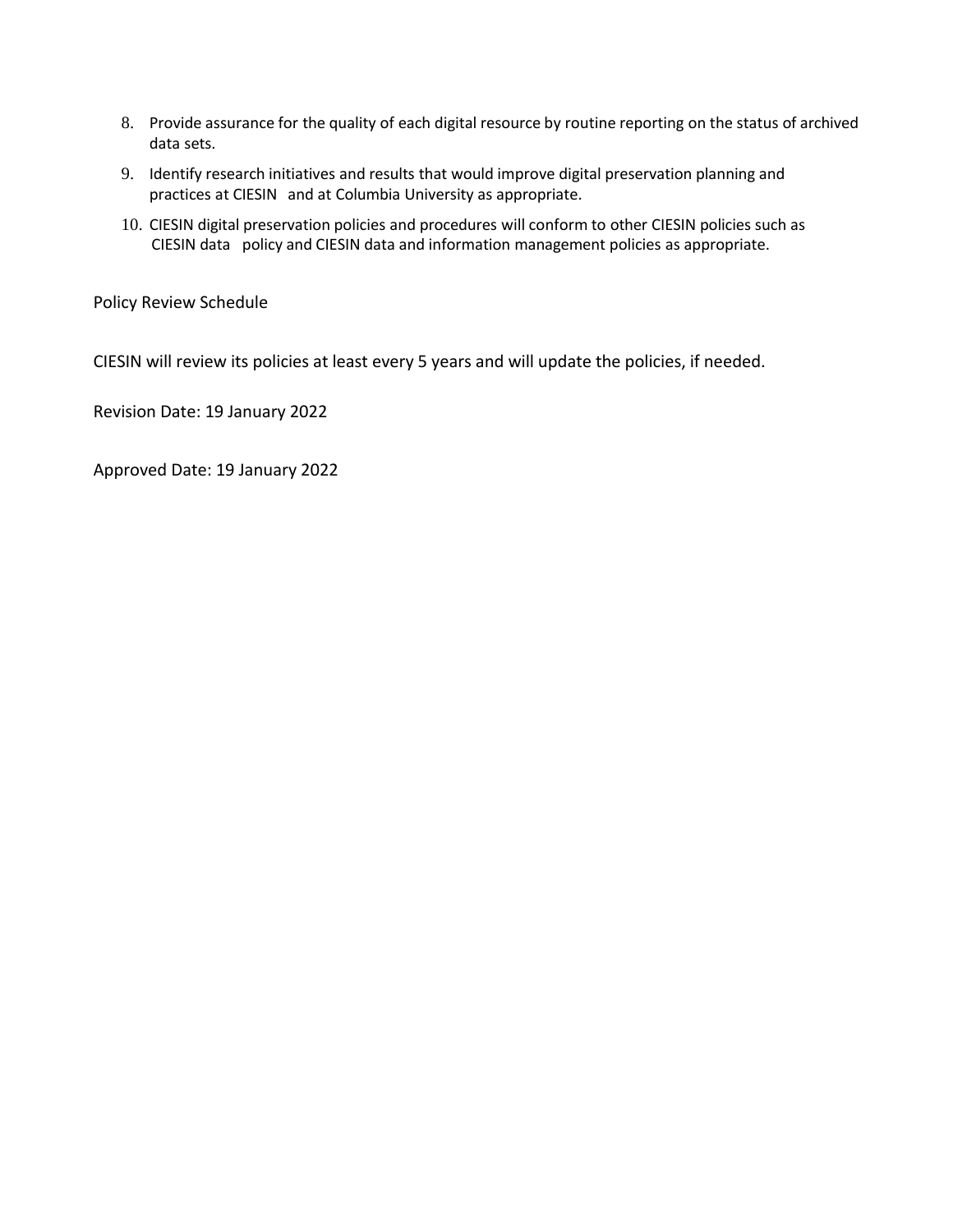8. Provide assurance for the quality of each digital resource by routine reporting on the status of archived data sets.
9. Identify research initiatives and results that would improve digital preservation planning and practices at CIESIN and at Columbia University as appropriate.
10. CIESIN digital preservation policies and procedures will conform to other CIESIN policies such as CIESIN data policy and CIESIN data and information management policies as appropriate.

## Policy Review Schedule

CIESIN will review its policies at least every 5 years and will update the policies, if needed.

Revision Date: 19 January 2022

Approved Date: 19 January 2022